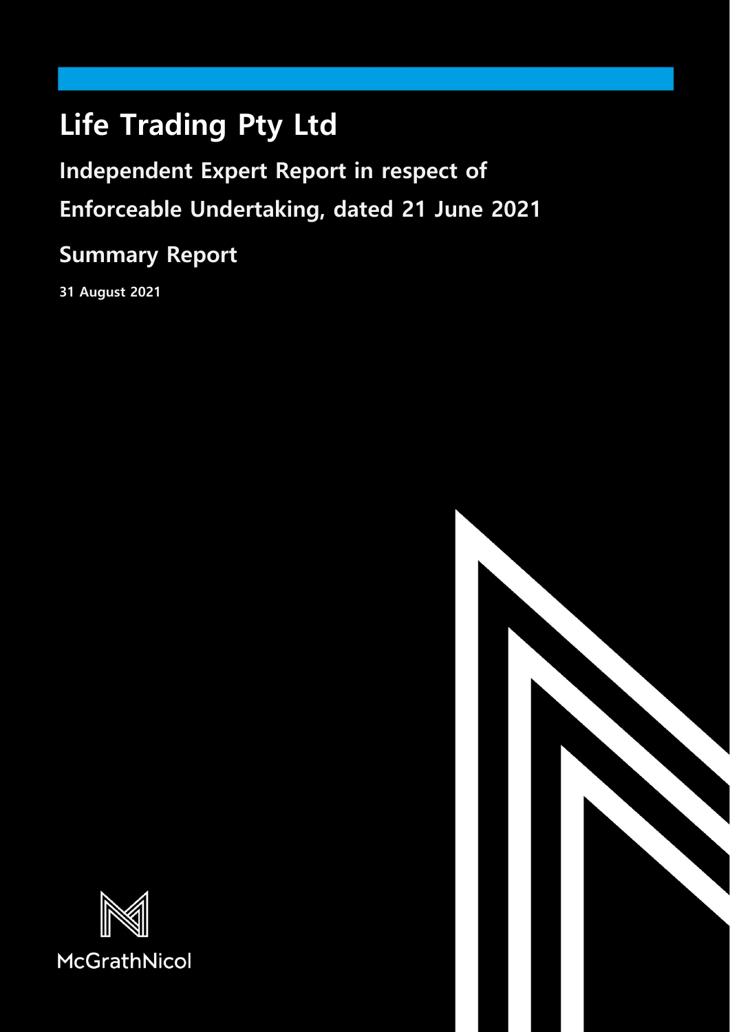# Life Trading Pty Ltd

## Independent Expert Report in respect of Enforceable Undertaking, dated 21 June 2021

## Summary Report

**31 August 2021**

McGrathNicol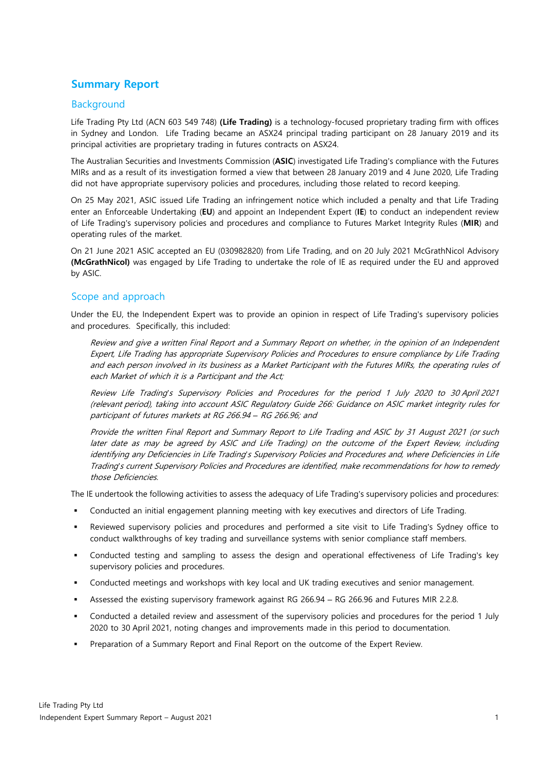# Summary Report

## Background

Life Trading Pty Ltd (ACN 603 549 748) **(Life Trading)** is a technology-focused proprietary trading firm with offices in Sydney and London. Life Trading became an ASX24 principal trading participant on 28 January 2019 and its principal activities are proprietary trading in futures contracts on ASX24.

The Australian Securities and Investments Commission (**ASIC**) investigated Life Trading's compliance with the Futures MIRs and as a result of its investigation formed a view that between 28 January 2019 and 4 June 2020, Life Trading did not have appropriate supervisory policies and procedures, including those related to record keeping.

On 25 May 2021, ASIC issued Life Trading an infringement notice which included a penalty and that Life Trading enter an Enforceable Undertaking (**EU**) and appoint an Independent Expert (**IE**) to conduct an independent review of Life Trading's supervisory policies and procedures and compliance to Futures Market Integrity Rules (**MIR**) and operating rules of the market.

On 21 June 2021 ASIC accepted an EU (030982820) from Life Trading, and on 20 July 2021 McGrathNicol Advisory **(McGrathNicol)** was engaged by Life Trading to undertake the role of IE as required under the EU and approved by ASIC.

## Scope and approach

Under the EU, the Independent Expert was to provide an opinion in respect of Life Trading's supervisory policies and procedures. Specifically, this included:

> *Review and give a written Final Report and a Summary Report on whether, in the opinion of an Independent Expert, Life Trading has appropriate Supervisory Policies and Procedures to ensure compliance by Life Trading and each person involved in its business as a Market Participant with the Futures MIRs, the operating rules of each Market of which it is a Participant and the Act;*
>
> *Review Life Trading's Supervisory Policies and Procedures for the period 1 July 2020 to 30 April 2021 (relevant period), taking into account ASIC Regulatory Guide 266: Guidance on ASIC market integrity rules for participant of futures markets at RG 266.94 – RG 266.96; and*
>
> *Provide the written Final Report and Summary Report to Life Trading and ASIC by 31 August 2021 (or such later date as may be agreed by ASIC and Life Trading) on the outcome of the Expert Review, including identifying any Deficiencies in Life Trading's Supervisory Policies and Procedures and, where Deficiencies in Life Trading's current Supervisory Policies and Procedures are identified, make recommendations for how to remedy those Deficiencies.*

The IE undertook the following activities to assess the adequacy of Life Trading's supervisory policies and procedures:

- Conducted an initial engagement planning meeting with key executives and directors of Life Trading.
- Reviewed supervisory policies and procedures and performed a site visit to Life Trading's Sydney office to conduct walkthroughs of key trading and surveillance systems with senior compliance staff members.
- Conducted testing and sampling to assess the design and operational effectiveness of Life Trading's key supervisory policies and procedures.
- Conducted meetings and workshops with key local and UK trading executives and senior management.
- Assessed the existing supervisory framework against RG 266.94 – RG 266.96 and Futures MIR 2.2.8.
- Conducted a detailed review and assessment of the supervisory policies and procedures for the period 1 July 2020 to 30 April 2021, noting changes and improvements made in this period to documentation.
- Preparation of a Summary Report and Final Report on the outcome of the Expert Review.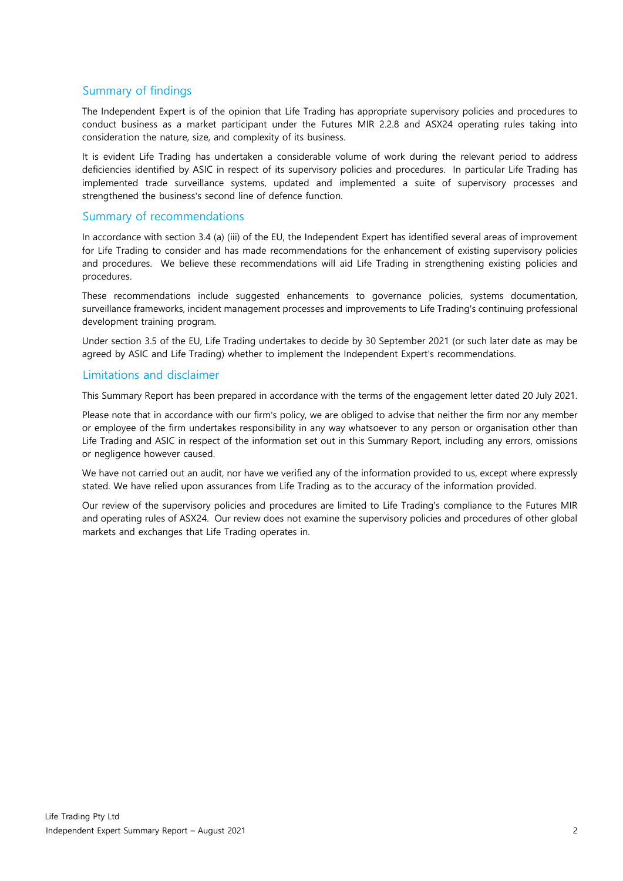## Summary of findings

The Independent Expert is of the opinion that Life Trading has appropriate supervisory policies and procedures to conduct business as a market participant under the Futures MIR 2.2.8 and ASX24 operating rules taking into consideration the nature, size, and complexity of its business.

It is evident Life Trading has undertaken a considerable volume of work during the relevant period to address deficiencies identified by ASIC in respect of its supervisory policies and procedures. In particular Life Trading has implemented trade surveillance systems, updated and implemented a suite of supervisory processes and strengthened the business's second line of defence function.

## Summary of recommendations

In accordance with section 3.4 (a) (iii) of the EU, the Independent Expert has identified several areas of improvement for Life Trading to consider and has made recommendations for the enhancement of existing supervisory policies and procedures. We believe these recommendations will aid Life Trading in strengthening existing policies and procedures.

These recommendations include suggested enhancements to governance policies, systems documentation, surveillance frameworks, incident management processes and improvements to Life Trading's continuing professional development training program.

Under section 3.5 of the EU, Life Trading undertakes to decide by 30 September 2021 (or such later date as may be agreed by ASIC and Life Trading) whether to implement the Independent Expert's recommendations.

## Limitations and disclaimer

This Summary Report has been prepared in accordance with the terms of the engagement letter dated 20 July 2021.

Please note that in accordance with our firm's policy, we are obliged to advise that neither the firm nor any member or employee of the firm undertakes responsibility in any way whatsoever to any person or organisation other than Life Trading and ASIC in respect of the information set out in this Summary Report, including any errors, omissions or negligence however caused.

We have not carried out an audit, nor have we verified any of the information provided to us, except where expressly stated. We have relied upon assurances from Life Trading as to the accuracy of the information provided.

Our review of the supervisory policies and procedures are limited to Life Trading's compliance to the Futures MIR and operating rules of ASX24. Our review does not examine the supervisory policies and procedures of other global markets and exchanges that Life Trading operates in.